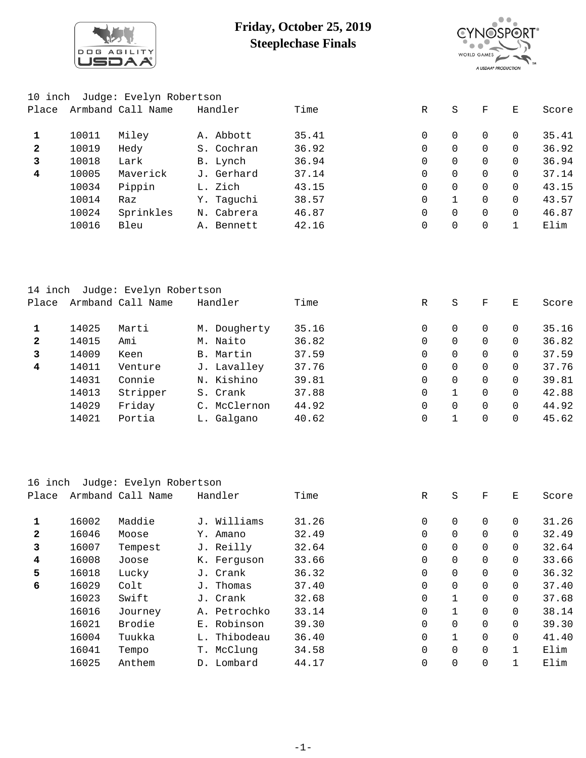# Friday, October 25, 2019
## Steeplechase Finals

10 inch Judge: Evelyn Robertson

| Place | Armband | Call Name | Handler | Time | R | S | F | E | Score |
|---|---|---|---|---|---|---|---|---|---|
| **1** | 10011 | Miley | A. Abbott | 35.41 | 0 | 0 | 0 | 0 | 35.41 |
| **2** | 10019 | Hedy | S. Cochran | 36.92 | 0 | 0 | 0 | 0 | 36.92 |
| **3** | 10018 | Lark | B. Lynch | 36.94 | 0 | 0 | 0 | 0 | 36.94 |
| **4** | 10005 | Maverick | J. Gerhard | 37.14 | 0 | 0 | 0 | 0 | 37.14 |
| | 10034 | Pippin | L. Zich | 43.15 | 0 | 0 | 0 | 0 | 43.15 |
| | 10014 | Raz | Y. Taguchi | 38.57 | 0 | 1 | 0 | 0 | 43.57 |
| | 10024 | Sprinkles | N. Cabrera | 46.87 | 0 | 0 | 0 | 0 | 46.87 |
| | 10016 | Bleu | A. Bennett | 42.16 | 0 | 0 | 0 | 1 | Elim |

14 inch Judge: Evelyn Robertson

| Place | Armband | Call Name | Handler | Time | R | S | F | E | Score |
|---|---|---|---|---|---|---|---|---|---|
| **1** | 14025 | Marti | M. Dougherty | 35.16 | 0 | 0 | 0 | 0 | 35.16 |
| **2** | 14015 | Ami | M. Naito | 36.82 | 0 | 0 | 0 | 0 | 36.82 |
| **3** | 14009 | Keen | B. Martin | 37.59 | 0 | 0 | 0 | 0 | 37.59 |
| **4** | 14011 | Venture | J. Lavalley | 37.76 | 0 | 0 | 0 | 0 | 37.76 |
| | 14031 | Connie | N. Kishino | 39.81 | 0 | 0 | 0 | 0 | 39.81 |
| | 14013 | Stripper | S. Crank | 37.88 | 0 | 1 | 0 | 0 | 42.88 |
| | 14029 | Friday | C. McClernon | 44.92 | 0 | 0 | 0 | 0 | 44.92 |
| | 14021 | Portia | L. Galgano | 40.62 | 0 | 1 | 0 | 0 | 45.62 |

16 inch Judge: Evelyn Robertson

| Place | Armband | Call Name | Handler | Time | R | S | F | E | Score |
|---|---|---|---|---|---|---|---|---|---|
| **1** | 16002 | Maddie | J. Williams | 31.26 | 0 | 0 | 0 | 0 | 31.26 |
| **2** | 16046 | Moose | Y. Amano | 32.49 | 0 | 0 | 0 | 0 | 32.49 |
| **3** | 16007 | Tempest | J. Reilly | 32.64 | 0 | 0 | 0 | 0 | 32.64 |
| **4** | 16008 | Joose | K. Ferguson | 33.66 | 0 | 0 | 0 | 0 | 33.66 |
| **5** | 16018 | Lucky | J. Crank | 36.32 | 0 | 0 | 0 | 0 | 36.32 |
| **6** | 16029 | Colt | J. Thomas | 37.40 | 0 | 0 | 0 | 0 | 37.40 |
| | 16023 | Swift | J. Crank | 32.68 | 0 | 1 | 0 | 0 | 37.68 |
| | 16016 | Journey | A. Petrochko | 33.14 | 0 | 1 | 0 | 0 | 38.14 |
| | 16021 | Brodie | E. Robinson | 39.30 | 0 | 0 | 0 | 0 | 39.30 |
| | 16004 | Tuukka | L. Thibodeau | 36.40 | 0 | 1 | 0 | 0 | 41.40 |
| | 16041 | Tempo | T. McClung | 34.58 | 0 | 0 | 0 | 1 | Elim |
| | 16025 | Anthem | D. Lombard | 44.17 | 0 | 0 | 0 | 1 | Elim |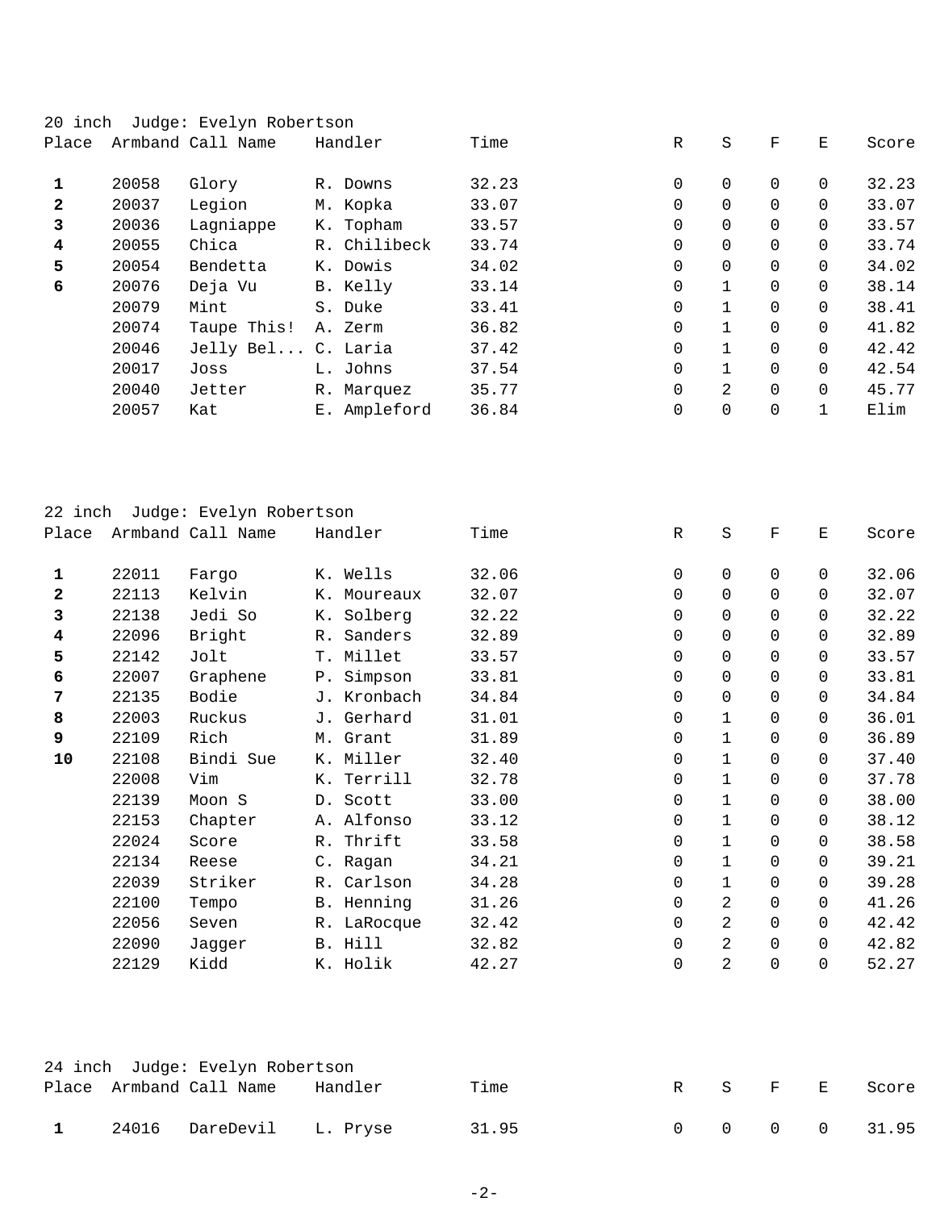20 inch Judge: Evelyn Robertson

| Place | Armband | Call Name | Handler | Time | R | S | F | E | Score |
|---|---|---|---|---|---|---|---|---|---|
| **1** | 20058 | Glory | R. Downs | 32.23 | 0 | 0 | 0 | 0 | 32.23 |
| **2** | 20037 | Legion | M. Kopka | 33.07 | 0 | 0 | 0 | 0 | 33.07 |
| **3** | 20036 | Lagniappe | K. Topham | 33.57 | 0 | 0 | 0 | 0 | 33.57 |
| **4** | 20055 | Chica | R. Chilibeck | 33.74 | 0 | 0 | 0 | 0 | 33.74 |
| **5** | 20054 | Bendetta | K. Dowis | 34.02 | 0 | 0 | 0 | 0 | 34.02 |
| **6** | 20076 | Deja Vu | B. Kelly | 33.14 | 0 | 1 | 0 | 0 | 38.14 |
| | 20079 | Mint | S. Duke | 33.41 | 0 | 1 | 0 | 0 | 38.41 |
| | 20074 | Taupe This! | A. Zerm | 36.82 | 0 | 1 | 0 | 0 | 41.82 |
| | 20046 | Jelly Bel... | C. Laria | 37.42 | 0 | 1 | 0 | 0 | 42.42 |
| | 20017 | Joss | L. Johns | 37.54 | 0 | 1 | 0 | 0 | 42.54 |
| | 20040 | Jetter | R. Marquez | 35.77 | 0 | 2 | 0 | 0 | 45.77 |
| | 20057 | Kat | E. Ampleford | 36.84 | 0 | 0 | 0 | 1 | Elim |

22 inch Judge: Evelyn Robertson

| Place | Armband | Call Name | Handler | Time | R | S | F | E | Score |
|---|---|---|---|---|---|---|---|---|---|
| **1** | 22011 | Fargo | K. Wells | 32.06 | 0 | 0 | 0 | 0 | 32.06 |
| **2** | 22113 | Kelvin | K. Moureaux | 32.07 | 0 | 0 | 0 | 0 | 32.07 |
| **3** | 22138 | Jedi So | K. Solberg | 32.22 | 0 | 0 | 0 | 0 | 32.22 |
| **4** | 22096 | Bright | R. Sanders | 32.89 | 0 | 0 | 0 | 0 | 32.89 |
| **5** | 22142 | Jolt | T. Millet | 33.57 | 0 | 0 | 0 | 0 | 33.57 |
| **6** | 22007 | Graphene | P. Simpson | 33.81 | 0 | 0 | 0 | 0 | 33.81 |
| **7** | 22135 | Bodie | J. Kronbach | 34.84 | 0 | 0 | 0 | 0 | 34.84 |
| **8** | 22003 | Ruckus | J. Gerhard | 31.01 | 0 | 1 | 0 | 0 | 36.01 |
| **9** | 22109 | Rich | M. Grant | 31.89 | 0 | 1 | 0 | 0 | 36.89 |
| **10** | 22108 | Bindi Sue | K. Miller | 32.40 | 0 | 1 | 0 | 0 | 37.40 |
| | 22008 | Vim | K. Terrill | 32.78 | 0 | 1 | 0 | 0 | 37.78 |
| | 22139 | Moon S | D. Scott | 33.00 | 0 | 1 | 0 | 0 | 38.00 |
| | 22153 | Chapter | A. Alfonso | 33.12 | 0 | 1 | 0 | 0 | 38.12 |
| | 22024 | Score | R. Thrift | 33.58 | 0 | 1 | 0 | 0 | 38.58 |
| | 22134 | Reese | C. Ragan | 34.21 | 0 | 1 | 0 | 0 | 39.21 |
| | 22039 | Striker | R. Carlson | 34.28 | 0 | 1 | 0 | 0 | 39.28 |
| | 22100 | Tempo | B. Henning | 31.26 | 0 | 2 | 0 | 0 | 41.26 |
| | 22056 | Seven | R. LaRocque | 32.42 | 0 | 2 | 0 | 0 | 42.42 |
| | 22090 | Jagger | B. Hill | 32.82 | 0 | 2 | 0 | 0 | 42.82 |
| | 22129 | Kidd | K. Holik | 42.27 | 0 | 2 | 0 | 0 | 52.27 |

24 inch Judge: Evelyn Robertson

| Place | Armband | Call Name | Handler | Time | R | S | F | E | Score |
|---|---|---|---|---|---|---|---|---|---|
| **1** | 24016 | DareDevil | L. Pryse | 31.95 | 0 | 0 | 0 | 0 | 31.95 |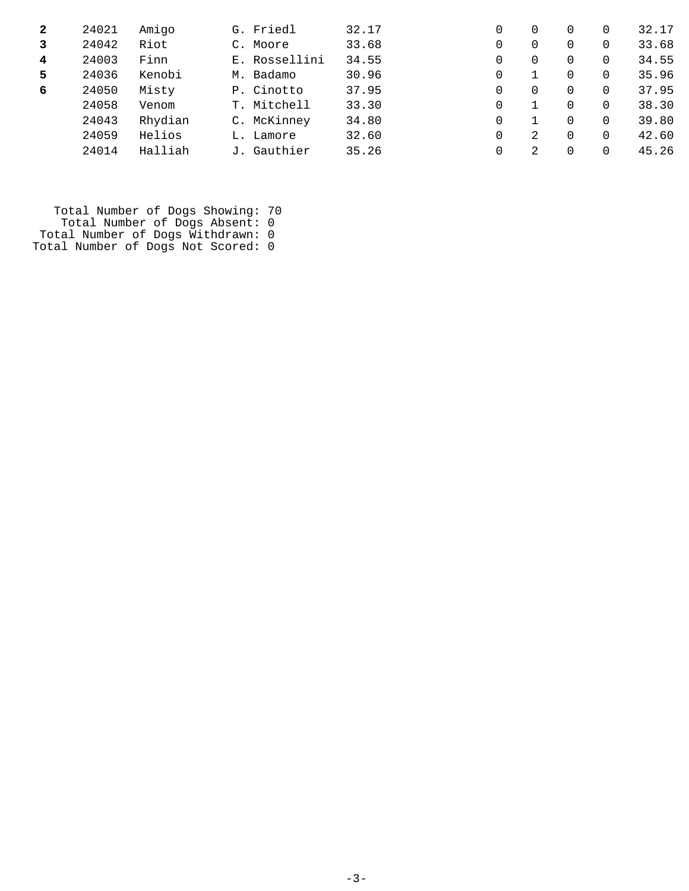| | | | | | | | | | |
|---|---|---|---|---|---|---|---|---|---|
| **2** | 24021 | Amigo | G. Friedl | 32.17 | 0 | 0 | 0 | 0 | 32.17 |
| **3** | 24042 | Riot | C. Moore | 33.68 | 0 | 0 | 0 | 0 | 33.68 |
| **4** | 24003 | Finn | E. Rossellini | 34.55 | 0 | 0 | 0 | 0 | 34.55 |
| **5** | 24036 | Kenobi | M. Badamo | 30.96 | 0 | 1 | 0 | 0 | 35.96 |
| **6** | 24050 | Misty | P. Cinotto | 37.95 | 0 | 0 | 0 | 0 | 37.95 |
| | 24058 | Venom | T. Mitchell | 33.30 | 0 | 1 | 0 | 0 | 38.30 |
| | 24043 | Rhydian | C. McKinney | 34.80 | 0 | 1 | 0 | 0 | 39.80 |
| | 24059 | Helios | L. Lamore | 32.60 | 0 | 2 | 0 | 0 | 42.60 |
| | 24014 | Halliah | J. Gauthier | 35.26 | 0 | 2 | 0 | 0 | 45.26 |

Total Number of Dogs Showing: 70
Total Number of Dogs Absent: 0
Total Number of Dogs Withdrawn: 0
Total Number of Dogs Not Scored: 0